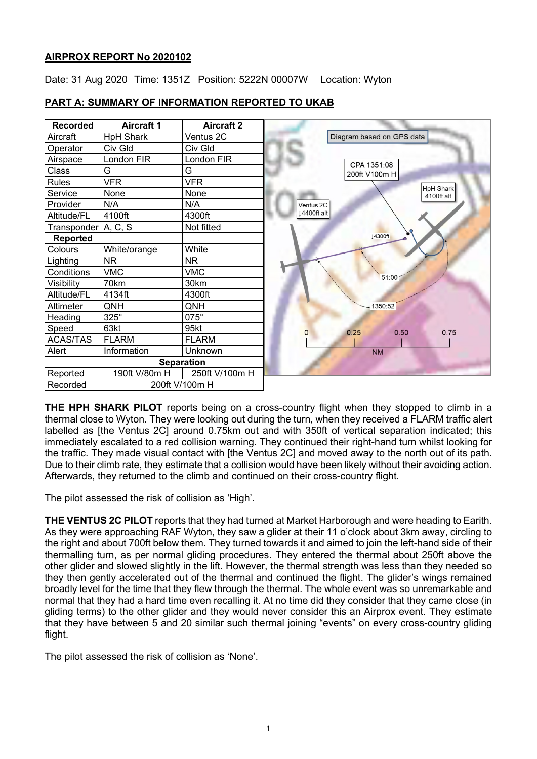**AIRPROX REPORT No 2020102**

Date: 31 Aug 2020 Time: 1351Z Position: 5222N 00007W Location: Wyton

**PART A: SUMMARY OF INFORMATION REPORTED TO UKAB**

| Recorded | Aircraft 1 | Aircraft 2 |
|---|---|---|
| Aircraft | HpH Shark | Ventus 2C |
| Operator | Civ Gld | Civ Gld |
| Airspace | London FIR | London FIR |
| Class | G | G |
| Rules | VFR | VFR |
| Service | None | None |
| Provider | N/A | N/A |
| Altitude/FL | 4100ft | 4300ft |
| Transponder | A, C, S | Not fitted |
| **Reported** | | |
| Colours | White/orange | White |
| Lighting | NR | NR |
| Conditions | VMC | VMC |
| Visibility | 70km | 30km |
| Altitude/FL | 4134ft | 4300ft |
| Altimeter | QNH | QNH |
| Heading | 325° | 075° |
| Speed | 63kt | 95kt |
| ACAS/TAS | FLARM | FLARM |
| Alert | Information | Unknown |
| **Separation** | | |
| Reported | 190ft V/80m H | 250ft V/100m H |
| Recorded | 200ft V/100m H | |

Diagram based on GPS data

CPA 1351:08 200ft V100m H

**THE HPH SHARK PILOT** reports being on a cross-country flight when they stopped to climb in a thermal close to Wyton. They were looking out during the turn, when they received a FLARM traffic alert labelled as [the Ventus 2C] around 0.75km out and with 350ft of vertical separation indicated; this immediately escalated to a red collision warning. They continued their right-hand turn whilst looking for the traffic. They made visual contact with [the Ventus 2C] and moved away to the north out of its path. Due to their climb rate, they estimate that a collision would have been likely without their avoiding action. Afterwards, they returned to the climb and continued on their cross-country flight.

The pilot assessed the risk of collision as 'High'.

**THE VENTUS 2C PILOT** reports that they had turned at Market Harborough and were heading to Earith. As they were approaching RAF Wyton, they saw a glider at their 11 o'clock about 3km away, circling to the right and about 700ft below them. They turned towards it and aimed to join the left-hand side of their thermalling turn, as per normal gliding procedures. They entered the thermal about 250ft above the other glider and slowed slightly in the lift. However, the thermal strength was less than they needed so they then gently accelerated out of the thermal and continued the flight. The glider's wings remained broadly level for the time that they flew through the thermal. The whole event was so unremarkable and normal that they had a hard time even recalling it. At no time did they consider that they came close (in gliding terms) to the other glider and they would never consider this an Airprox event. They estimate that they have between 5 and 20 similar such thermal joining "events" on every cross-country gliding flight.

The pilot assessed the risk of collision as 'None'.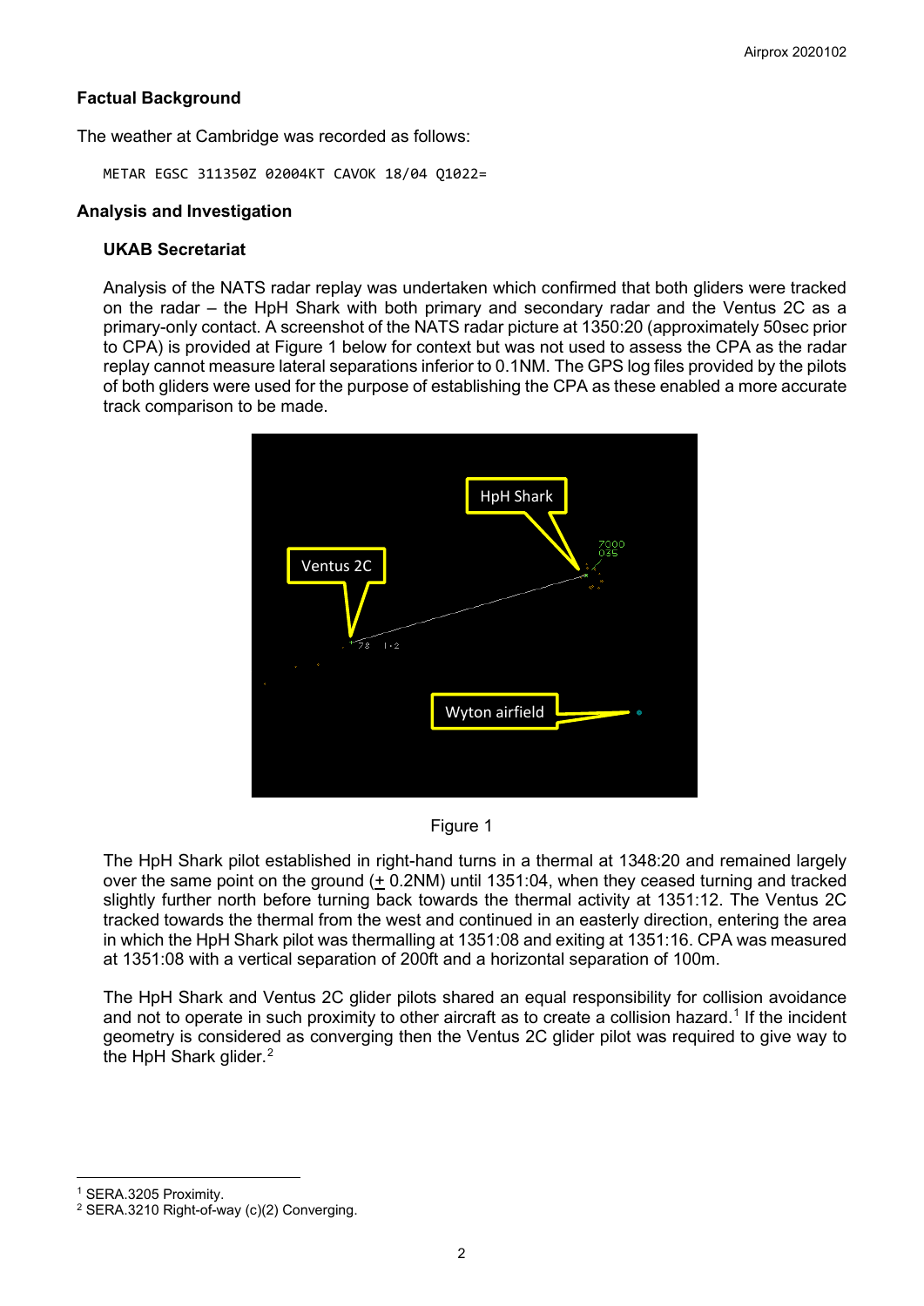## Factual Background

The weather at Cambridge was recorded as follows:

```
METAR EGSC 311350Z 02004KT CAVOK 18/04 Q1022=
```

## Analysis and Investigation

### UKAB Secretariat

Analysis of the NATS radar replay was undertaken which confirmed that both gliders were tracked on the radar – the HpH Shark with both primary and secondary radar and the Ventus 2C as a primary-only contact. A screenshot of the NATS radar picture at 1350:20 (approximately 50sec prior to CPA) is provided at Figure 1 below for context but was not used to assess the CPA as the radar replay cannot measure lateral separations inferior to 0.1NM. The GPS log files provided by the pilots of both gliders were used for the purpose of establishing the CPA as these enabled a more accurate track comparison to be made.

Figure 1

The HpH Shark pilot established in right-hand turns in a thermal at 1348:20 and remained largely over the same point on the ground (± 0.2NM) until 1351:04, when they ceased turning and tracked slightly further north before turning back towards the thermal activity at 1351:12. The Ventus 2C tracked towards the thermal from the west and continued in an easterly direction, entering the area in which the HpH Shark pilot was thermalling at 1351:08 and exiting at 1351:16. CPA was measured at 1351:08 with a vertical separation of 200ft and a horizontal separation of 100m.

The HpH Shark and Ventus 2C glider pilots shared an equal responsibility for collision avoidance and not to operate in such proximity to other aircraft as to create a collision hazard.[1] If the incident geometry is considered as converging then the Ventus 2C glider pilot was required to give way to the HpH Shark glider.[2]

---

[1] SERA.3205 Proximity.

[2] SERA.3210 Right-of-way (c)(2) Converging.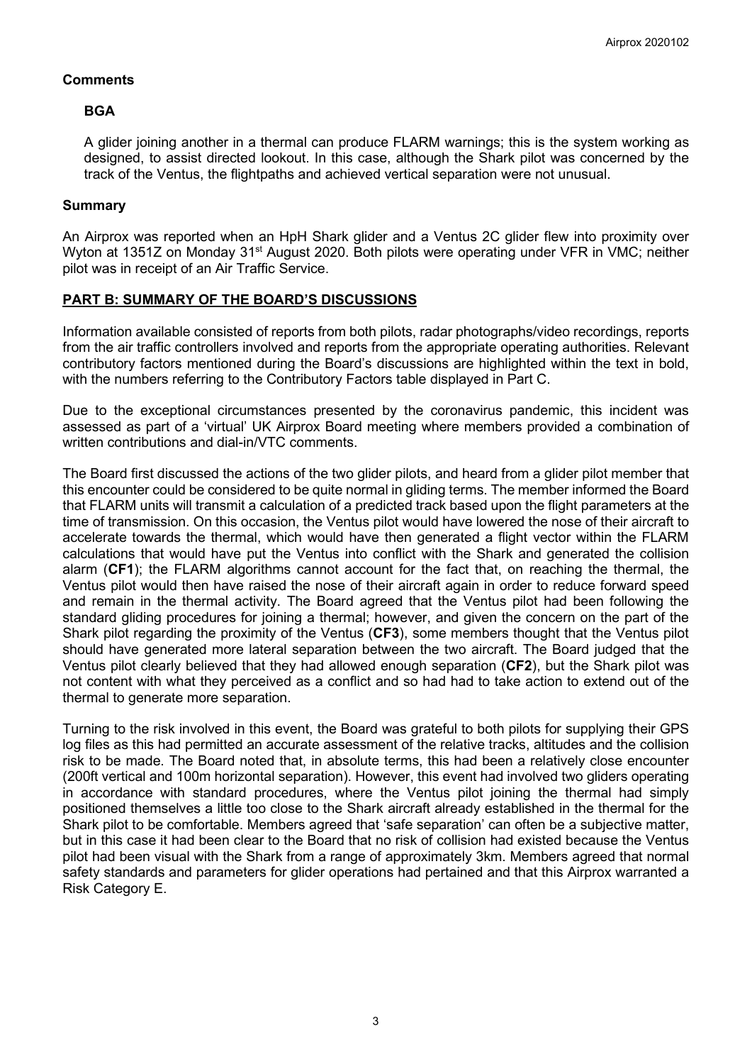## Comments

### BGA

A glider joining another in a thermal can produce FLARM warnings; this is the system working as designed, to assist directed lookout. In this case, although the Shark pilot was concerned by the track of the Ventus, the flightpaths and achieved vertical separation were not unusual.

## Summary

An Airprox was reported when an HpH Shark glider and a Ventus 2C glider flew into proximity over Wyton at 1351Z on Monday 31st August 2020. Both pilots were operating under VFR in VMC; neither pilot was in receipt of an Air Traffic Service.

## PART B: SUMMARY OF THE BOARD'S DISCUSSIONS

Information available consisted of reports from both pilots, radar photographs/video recordings, reports from the air traffic controllers involved and reports from the appropriate operating authorities. Relevant contributory factors mentioned during the Board's discussions are highlighted within the text in bold, with the numbers referring to the Contributory Factors table displayed in Part C.

Due to the exceptional circumstances presented by the coronavirus pandemic, this incident was assessed as part of a 'virtual' UK Airprox Board meeting where members provided a combination of written contributions and dial-in/VTC comments.

The Board first discussed the actions of the two glider pilots, and heard from a glider pilot member that this encounter could be considered to be quite normal in gliding terms. The member informed the Board that FLARM units will transmit a calculation of a predicted track based upon the flight parameters at the time of transmission. On this occasion, the Ventus pilot would have lowered the nose of their aircraft to accelerate towards the thermal, which would have then generated a flight vector within the FLARM calculations that would have put the Ventus into conflict with the Shark and generated the collision alarm (**CF1**); the FLARM algorithms cannot account for the fact that, on reaching the thermal, the Ventus pilot would then have raised the nose of their aircraft again in order to reduce forward speed and remain in the thermal activity. The Board agreed that the Ventus pilot had been following the standard gliding procedures for joining a thermal; however, and given the concern on the part of the Shark pilot regarding the proximity of the Ventus (**CF3**), some members thought that the Ventus pilot should have generated more lateral separation between the two aircraft. The Board judged that the Ventus pilot clearly believed that they had allowed enough separation (**CF2**), but the Shark pilot was not content with what they perceived as a conflict and so had had to take action to extend out of the thermal to generate more separation.

Turning to the risk involved in this event, the Board was grateful to both pilots for supplying their GPS log files as this had permitted an accurate assessment of the relative tracks, altitudes and the collision risk to be made. The Board noted that, in absolute terms, this had been a relatively close encounter (200ft vertical and 100m horizontal separation). However, this event had involved two gliders operating in accordance with standard procedures, where the Ventus pilot joining the thermal had simply positioned themselves a little too close to the Shark aircraft already established in the thermal for the Shark pilot to be comfortable. Members agreed that 'safe separation' can often be a subjective matter, but in this case it had been clear to the Board that no risk of collision had existed because the Ventus pilot had been visual with the Shark from a range of approximately 3km. Members agreed that normal safety standards and parameters for glider operations had pertained and that this Airprox warranted a Risk Category E.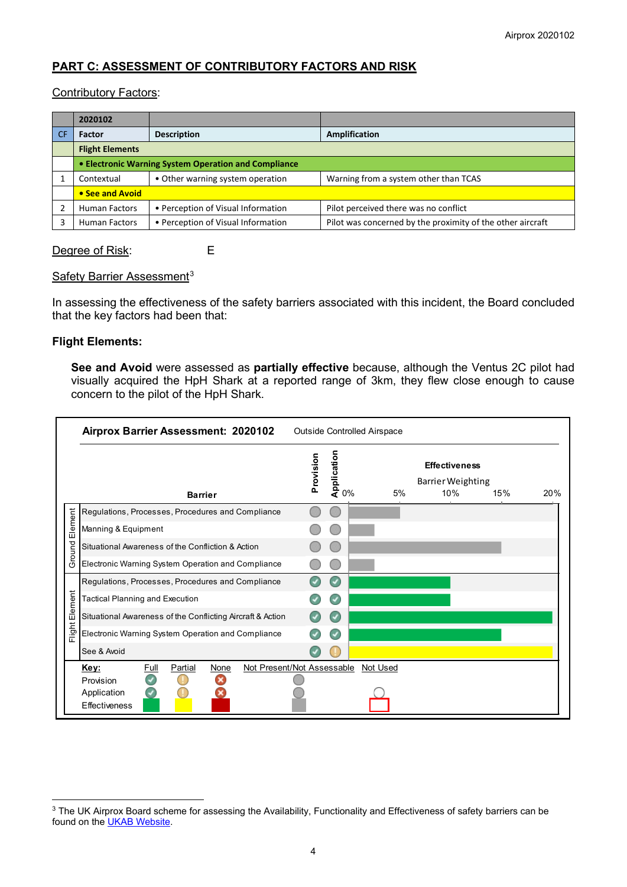## PART C: ASSESSMENT OF CONTRIBUTORY FACTORS AND RISK

Contributory Factors:

| | 2020102 | | |
|---|---|---|---|
| CF | Factor | Description | Amplification |
| | Flight Elements | | |
| | • Electronic Warning System Operation and Compliance | | |
| 1 | Contextual | • Other warning system operation | Warning from a system other than TCAS |
| | • See and Avoid | | |
| 2 | Human Factors | • Perception of Visual Information | Pilot perceived there was no conflict |
| 3 | Human Factors | • Perception of Visual Information | Pilot was concerned by the proximity of the other aircraft |

Degree of Risk: E

Safety Barrier Assessment[3]

In assessing the effectiveness of the safety barriers associated with this incident, the Board concluded that the key factors had been that:

**Flight Elements:**

**See and Avoid** were assessed as **partially effective** because, although the Ventus 2C pilot had visually acquired the HpH Shark at a reported range of 3km, they flew close enough to cause concern to the pilot of the HpH Shark.

Airprox Barrier Assessment: 2020102
Outside Controlled Airspace

Barrier
Provision
Application
Effectiveness
Barrier Weighting
0% 5% 10% 15% 20%

Ground Element
Regulations, Processes, Procedures and Compliance
Manning & Equipment
Situational Awareness of the Confliction & Action
Electronic Warning System Operation and Compliance

Flight Element
Regulations, Processes, Procedures and Compliance
Tactical Planning and Execution
Situational Awareness of the Conflicting Aircraft & Action
Electronic Warning System Operation and Compliance
See & Avoid

Key: Full Partial None Not Present/Not Assessable Not Used
Provision
Application
Effectiveness

---

[3] The UK Airprox Board scheme for assessing the Availability, Functionality and Effectiveness of safety barriers can be found on the UKAB Website.